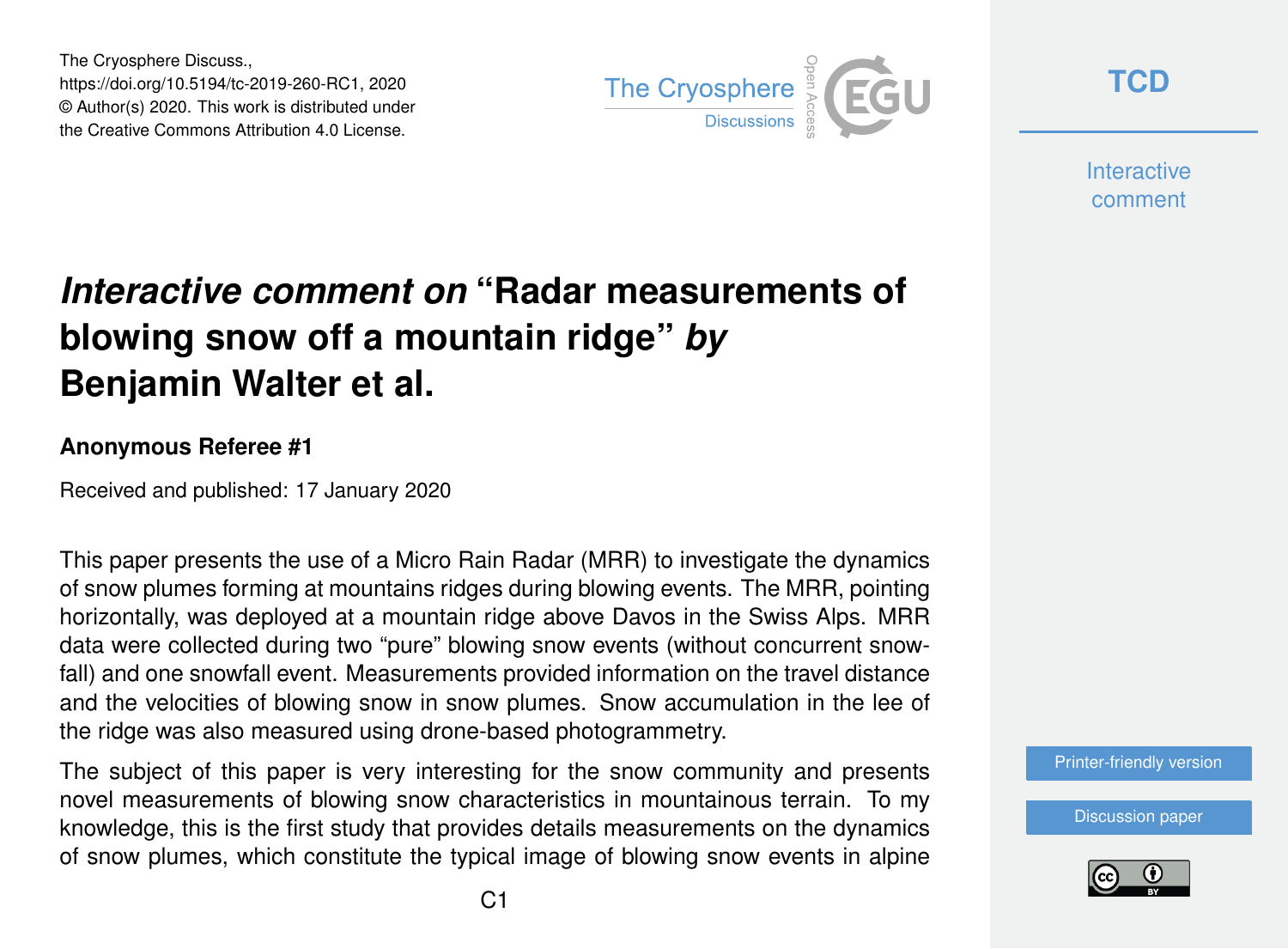The Cryosphere Discuss.,
https://doi.org/10.5194/tc-2019-260-RC1, 2020
© Author(s) 2020. This work is distributed under
the Creative Commons Attribution 4.0 License.

# *Interactive comment on* "Radar measurements of blowing snow off a mountain ridge" *by* Benjamin Walter et al.

### Anonymous Referee #1

Received and published: 17 January 2020

This paper presents the use of a Micro Rain Radar (MRR) to investigate the dynamics of snow plumes forming at mountains ridges during blowing events. The MRR, pointing horizontally, was deployed at a mountain ridge above Davos in the Swiss Alps. MRR data were collected during two "pure" blowing snow events (without concurrent snowfall) and one snowfall event. Measurements provided information on the travel distance and the velocities of blowing snow in snow plumes. Snow accumulation in the lee of the ridge was also measured using drone-based photogrammetry.

The subject of this paper is very interesting for the snow community and presents novel measurements of blowing snow characteristics in mountainous terrain. To my knowledge, this is the first study that provides details measurements on the dynamics of snow plumes, which constitute the typical image of blowing snow events in alpine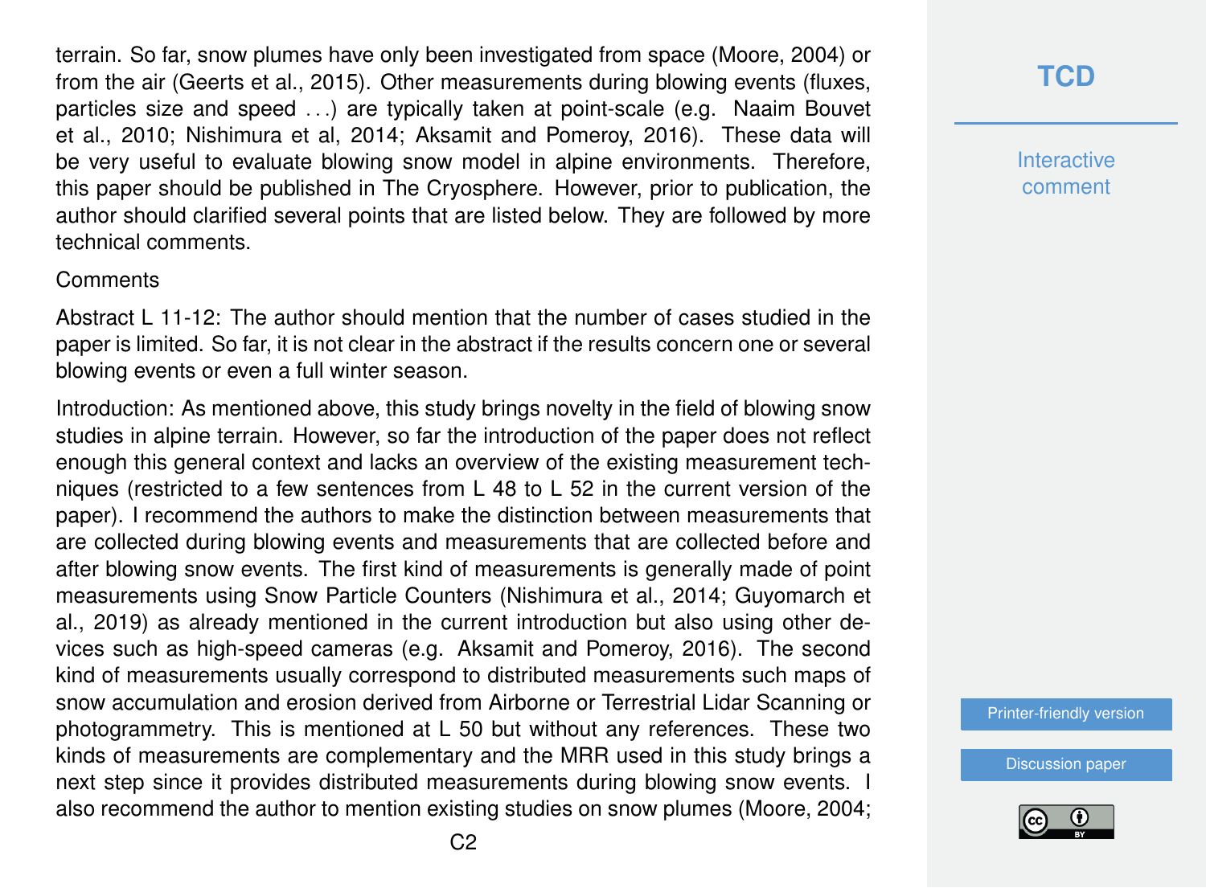terrain. So far, snow plumes have only been investigated from space (Moore, 2004) or from the air (Geerts et al., 2015). Other measurements during blowing events (fluxes, particles size and speed . . .) are typically taken at point-scale (e.g. Naaim Bouvet et al., 2010; Nishimura et al, 2014; Aksamit and Pomeroy, 2016). These data will be very useful to evaluate blowing snow model in alpine environments. Therefore, this paper should be published in The Cryosphere. However, prior to publication, the author should clarified several points that are listed below. They are followed by more technical comments.

Comments

Abstract L 11-12: The author should mention that the number of cases studied in the paper is limited. So far, it is not clear in the abstract if the results concern one or several blowing events or even a full winter season.

Introduction: As mentioned above, this study brings novelty in the field of blowing snow studies in alpine terrain. However, so far the introduction of the paper does not reflect enough this general context and lacks an overview of the existing measurement techniques (restricted to a few sentences from L 48 to L 52 in the current version of the paper). I recommend the authors to make the distinction between measurements that are collected during blowing events and measurements that are collected before and after blowing snow events. The first kind of measurements is generally made of point measurements using Snow Particle Counters (Nishimura et al., 2014; Guyomarch et al., 2019) as already mentioned in the current introduction but also using other devices such as high-speed cameras (e.g. Aksamit and Pomeroy, 2016). The second kind of measurements usually correspond to distributed measurements such maps of snow accumulation and erosion derived from Airborne or Terrestrial Lidar Scanning or photogrammetry. This is mentioned at L 50 but without any references. These two kinds of measurements are complementary and the MRR used in this study brings a next step since it provides distributed measurements during blowing snow events. I also recommend the author to mention existing studies on snow plumes (Moore, 2004;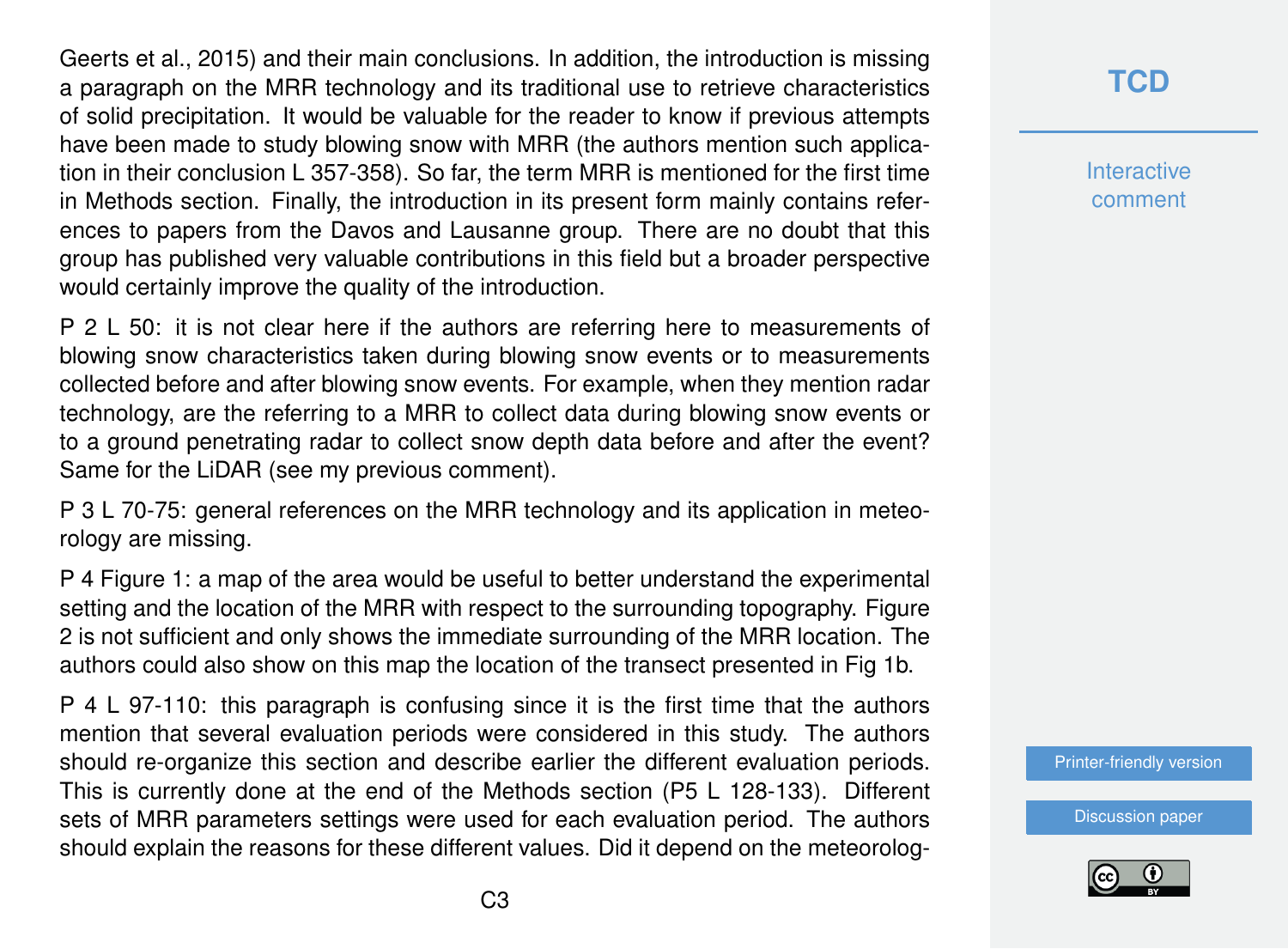Geerts et al., 2015) and their main conclusions. In addition, the introduction is missing a paragraph on the MRR technology and its traditional use to retrieve characteristics of solid precipitation. It would be valuable for the reader to know if previous attempts have been made to study blowing snow with MRR (the authors mention such application in their conclusion L 357-358). So far, the term MRR is mentioned for the first time in Methods section. Finally, the introduction in its present form mainly contains references to papers from the Davos and Lausanne group. There are no doubt that this group has published very valuable contributions in this field but a broader perspective would certainly improve the quality of the introduction.

P 2 L 50: it is not clear here if the authors are referring here to measurements of blowing snow characteristics taken during blowing snow events or to measurements collected before and after blowing snow events. For example, when they mention radar technology, are the referring to a MRR to collect data during blowing snow events or to a ground penetrating radar to collect snow depth data before and after the event? Same for the LiDAR (see my previous comment).

P 3 L 70-75: general references on the MRR technology and its application in meteorology are missing.

P 4 Figure 1: a map of the area would be useful to better understand the experimental setting and the location of the MRR with respect to the surrounding topography. Figure 2 is not sufficient and only shows the immediate surrounding of the MRR location. The authors could also show on this map the location of the transect presented in Fig 1b.

P 4 L 97-110: this paragraph is confusing since it is the first time that the authors mention that several evaluation periods were considered in this study. The authors should re-organize this section and describe earlier the different evaluation periods. This is currently done at the end of the Methods section (P5 L 128-133). Different sets of MRR parameters settings were used for each evaluation period. The authors should explain the reasons for these different values. Did it depend on the meteorolog-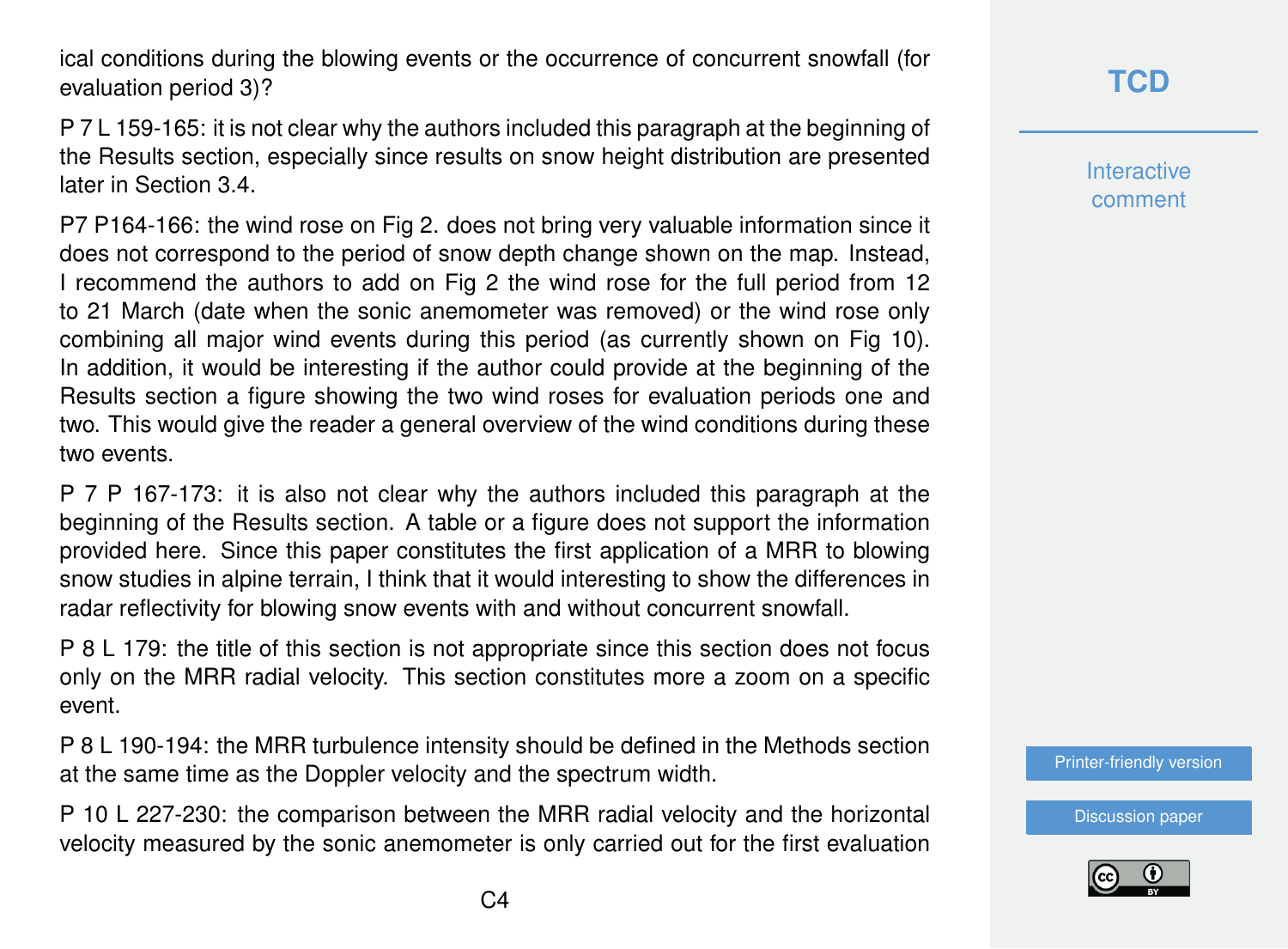ical conditions during the blowing events or the occurrence of concurrent snowfall (for evaluation period 3)?

P 7 L 159-165: it is not clear why the authors included this paragraph at the beginning of the Results section, especially since results on snow height distribution are presented later in Section 3.4.

P7 P164-166: the wind rose on Fig 2. does not bring very valuable information since it does not correspond to the period of snow depth change shown on the map. Instead, I recommend the authors to add on Fig 2 the wind rose for the full period from 12 to 21 March (date when the sonic anemometer was removed) or the wind rose only combining all major wind events during this period (as currently shown on Fig 10). In addition, it would be interesting if the author could provide at the beginning of the Results section a figure showing the two wind roses for evaluation periods one and two. This would give the reader a general overview of the wind conditions during these two events.

P 7 P 167-173: it is also not clear why the authors included this paragraph at the beginning of the Results section. A table or a figure does not support the information provided here. Since this paper constitutes the first application of a MRR to blowing snow studies in alpine terrain, I think that it would interesting to show the differences in radar reflectivity for blowing snow events with and without concurrent snowfall.

P 8 L 179: the title of this section is not appropriate since this section does not focus only on the MRR radial velocity. This section constitutes more a zoom on a specific event.

P 8 L 190-194: the MRR turbulence intensity should be defined in the Methods section at the same time as the Doppler velocity and the spectrum width.

P 10 L 227-230: the comparison between the MRR radial velocity and the horizontal velocity measured by the sonic anemometer is only carried out for the first evaluation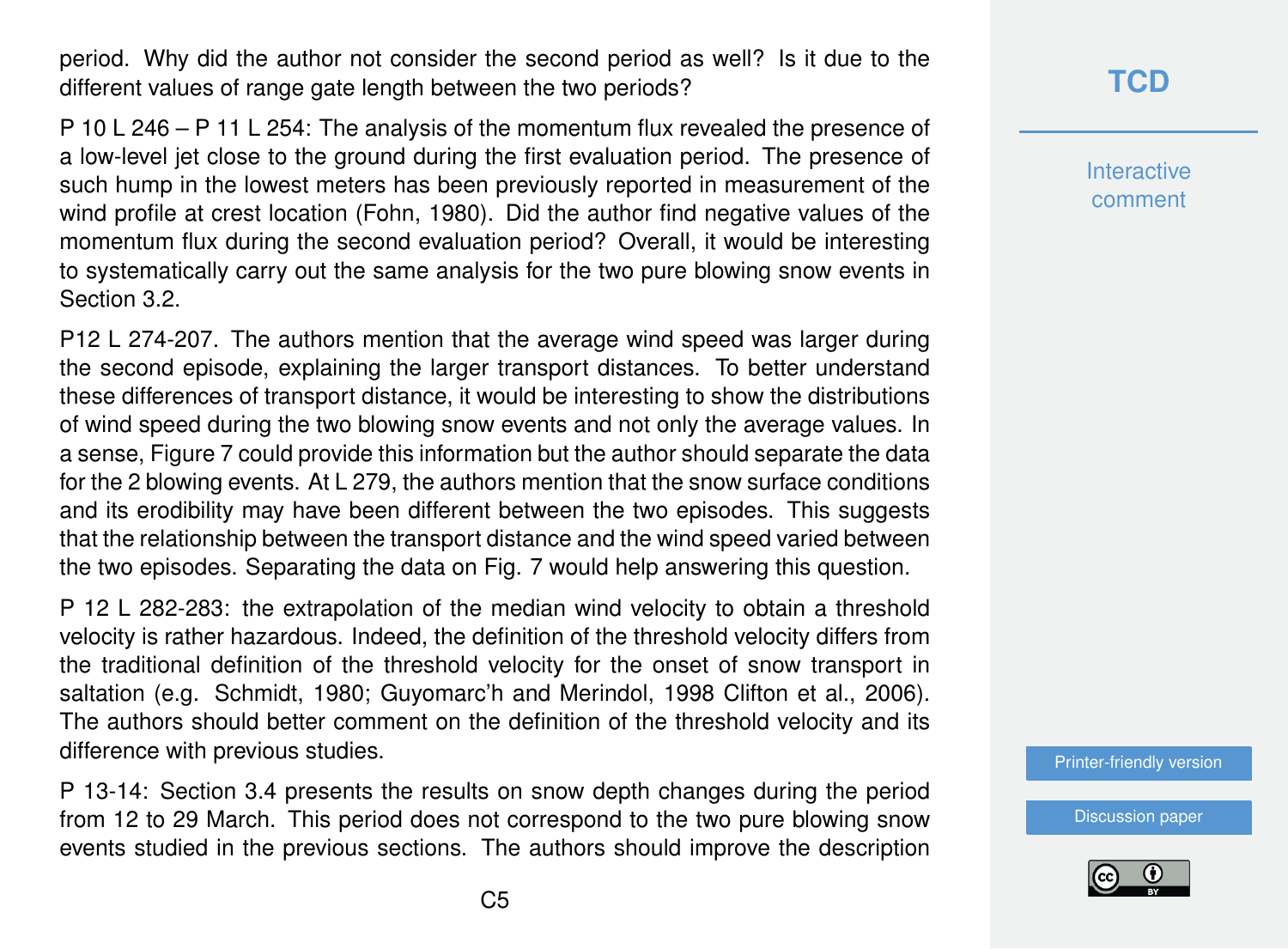period. Why did the author not consider the second period as well? Is it due to the different values of range gate length between the two periods?

P 10 L 246 – P 11 L 254: The analysis of the momentum flux revealed the presence of a low-level jet close to the ground during the first evaluation period. The presence of such hump in the lowest meters has been previously reported in measurement of the wind profile at crest location (Fohn, 1980). Did the author find negative values of the momentum flux during the second evaluation period? Overall, it would be interesting to systematically carry out the same analysis for the two pure blowing snow events in Section 3.2.

P12 L 274-207. The authors mention that the average wind speed was larger during the second episode, explaining the larger transport distances. To better understand these differences of transport distance, it would be interesting to show the distributions of wind speed during the two blowing snow events and not only the average values. In a sense, Figure 7 could provide this information but the author should separate the data for the 2 blowing events. At L 279, the authors mention that the snow surface conditions and its erodibility may have been different between the two episodes. This suggests that the relationship between the transport distance and the wind speed varied between the two episodes. Separating the data on Fig. 7 would help answering this question.

P 12 L 282-283: the extrapolation of the median wind velocity to obtain a threshold velocity is rather hazardous. Indeed, the definition of the threshold velocity differs from the traditional definition of the threshold velocity for the onset of snow transport in saltation (e.g. Schmidt, 1980; Guyomarc'h and Merindol, 1998 Clifton et al., 2006). The authors should better comment on the definition of the threshold velocity and its difference with previous studies.

P 13-14: Section 3.4 presents the results on snow depth changes during the period from 12 to 29 March. This period does not correspond to the two pure blowing snow events studied in the previous sections. The authors should improve the description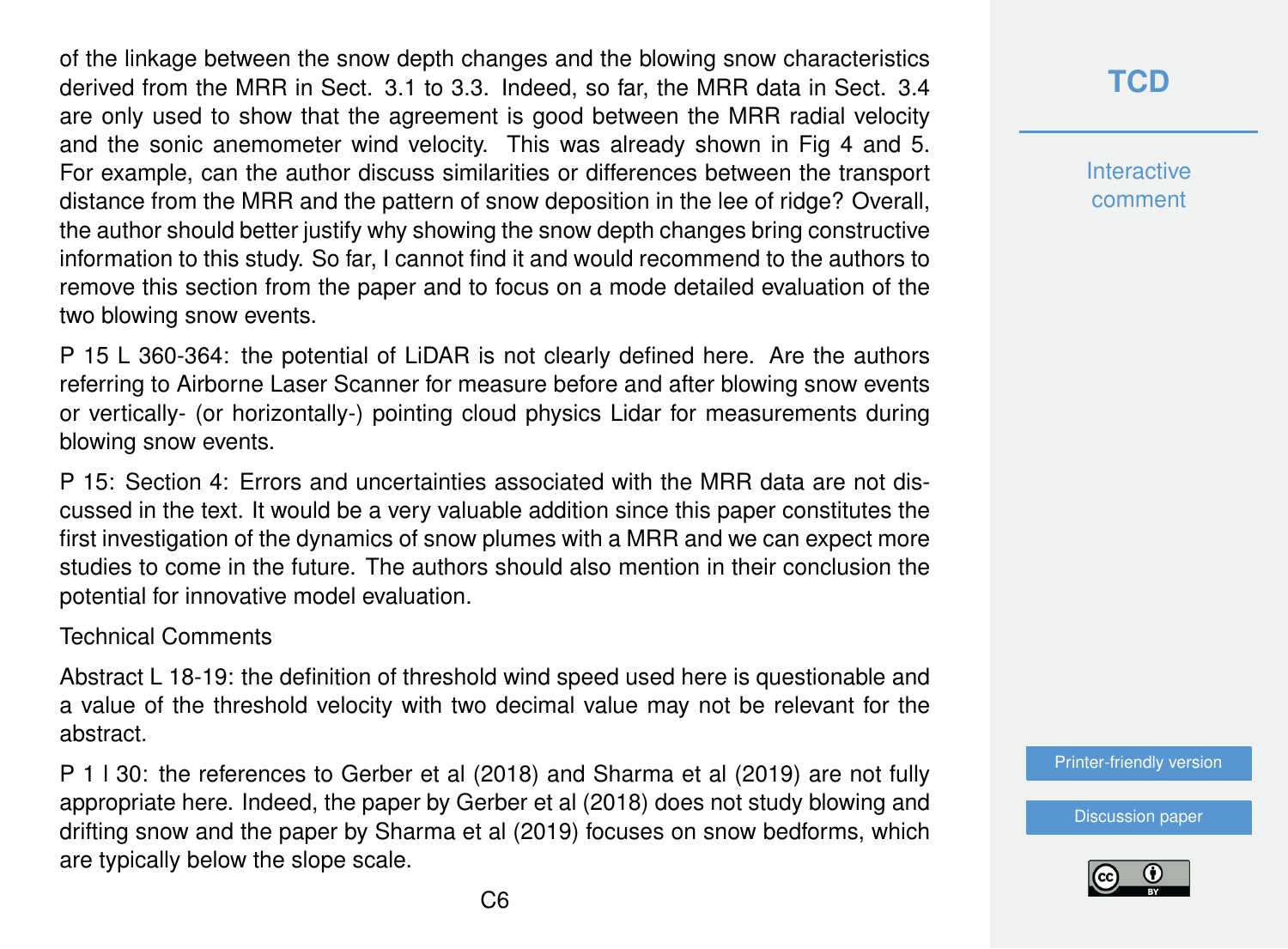of the linkage between the snow depth changes and the blowing snow characteristics derived from the MRR in Sect. 3.1 to 3.3. Indeed, so far, the MRR data in Sect. 3.4 are only used to show that the agreement is good between the MRR radial velocity and the sonic anemometer wind velocity. This was already shown in Fig 4 and 5. For example, can the author discuss similarities or differences between the transport distance from the MRR and the pattern of snow deposition in the lee of ridge? Overall, the author should better justify why showing the snow depth changes bring constructive information to this study. So far, I cannot find it and would recommend to the authors to remove this section from the paper and to focus on a mode detailed evaluation of the two blowing snow events.

P 15 L 360-364: the potential of LiDAR is not clearly defined here. Are the authors referring to Airborne Laser Scanner for measure before and after blowing snow events or vertically- (or horizontally-) pointing cloud physics Lidar for measurements during blowing snow events.

P 15: Section 4: Errors and uncertainties associated with the MRR data are not discussed in the text. It would be a very valuable addition since this paper constitutes the first investigation of the dynamics of snow plumes with a MRR and we can expect more studies to come in the future. The authors should also mention in their conclusion the potential for innovative model evaluation.

Technical Comments

Abstract L 18-19: the definition of threshold wind speed used here is questionable and a value of the threshold velocity with two decimal value may not be relevant for the abstract.

P 1 l 30: the references to Gerber et al (2018) and Sharma et al (2019) are not fully appropriate here. Indeed, the paper by Gerber et al (2018) does not study blowing and drifting snow and the paper by Sharma et al (2019) focuses on snow bedforms, which are typically below the slope scale.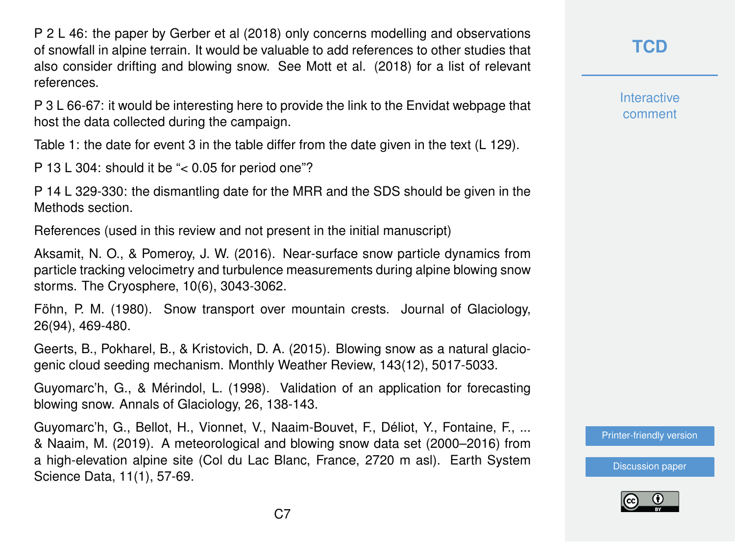P 2 L 46: the paper by Gerber et al (2018) only concerns modelling and observations of snowfall in alpine terrain. It would be valuable to add references to other studies that also consider drifting and blowing snow. See Mott et al. (2018) for a list of relevant references.

P 3 L 66-67: it would be interesting here to provide the link to the Envidat webpage that host the data collected during the campaign.

Table 1: the date for event 3 in the table differ from the date given in the text (L 129).

P 13 L 304: should it be "< 0.05 for period one"?

P 14 L 329-330: the dismantling date for the MRR and the SDS should be given in the Methods section.

References (used in this review and not present in the initial manuscript)

Aksamit, N. O., & Pomeroy, J. W. (2016). Near-surface snow particle dynamics from particle tracking velocimetry and turbulence measurements during alpine blowing snow storms. The Cryosphere, 10(6), 3043-3062.

Föhn, P. M. (1980). Snow transport over mountain crests. Journal of Glaciology, 26(94), 469-480.

Geerts, B., Pokharel, B., & Kristovich, D. A. (2015). Blowing snow as a natural glaciogenic cloud seeding mechanism. Monthly Weather Review, 143(12), 5017-5033.

Guyomarc'h, G., & Mérindol, L. (1998). Validation of an application for forecasting blowing snow. Annals of Glaciology, 26, 138-143.

Guyomarc'h, G., Bellot, H., Vionnet, V., Naaim-Bouvet, F., Déliot, Y., Fontaine, F., ... & Naaim, M. (2019). A meteorological and blowing snow data set (2000–2016) from a high-elevation alpine site (Col du Lac Blanc, France, 2720 m asl). Earth System Science Data, 11(1), 57-69.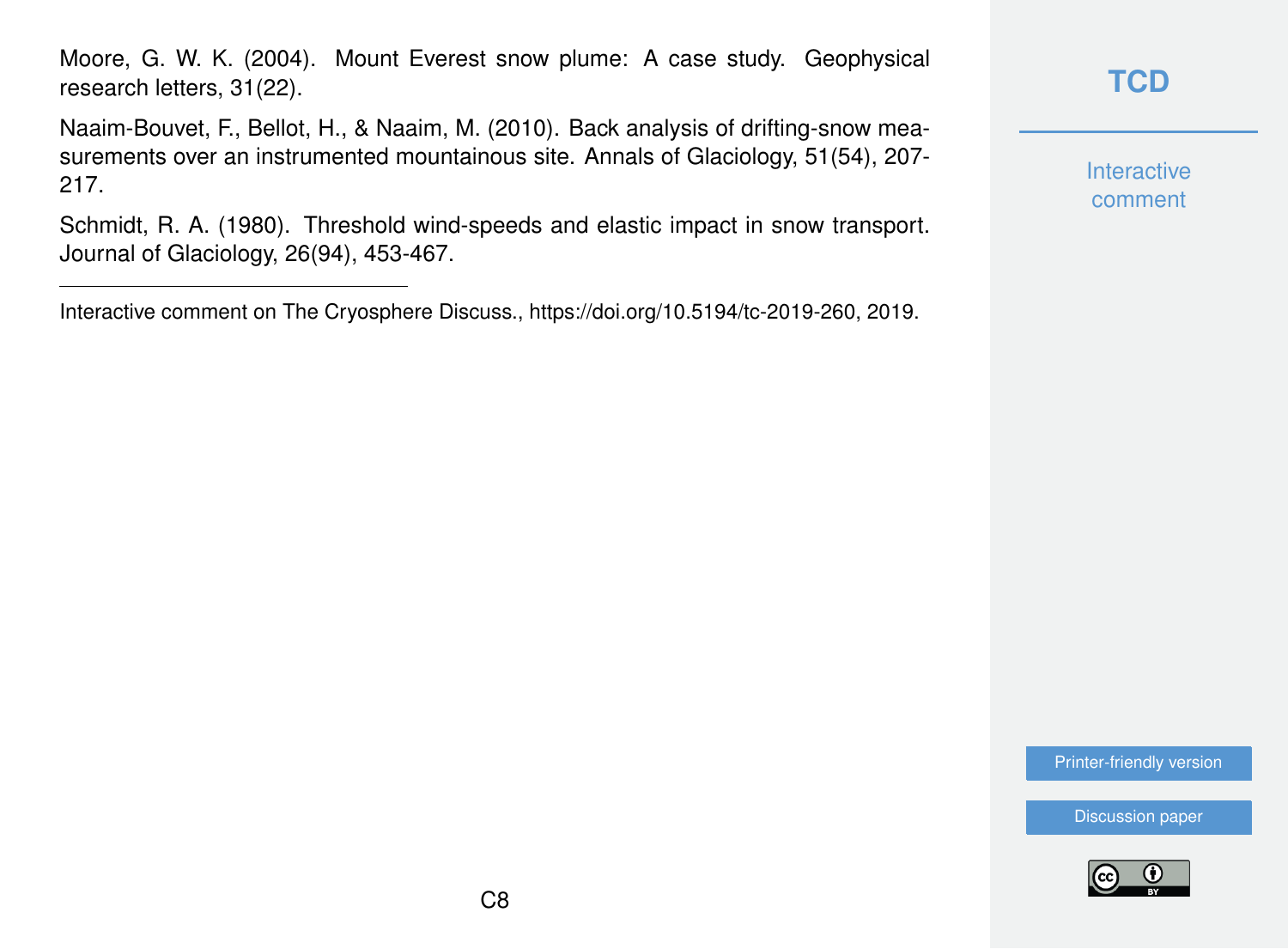Moore, G. W. K. (2004). Mount Everest snow plume: A case study. Geophysical research letters, 31(22).

Naaim-Bouvet, F., Bellot, H., & Naaim, M. (2010). Back analysis of drifting-snow measurements over an instrumented mountainous site. Annals of Glaciology, 51(54), 207-217.

Schmidt, R. A. (1980). Threshold wind-speeds and elastic impact in snow transport. Journal of Glaciology, 26(94), 453-467.

---

Interactive comment on The Cryosphere Discuss., https://doi.org/10.5194/tc-2019-260, 2019.